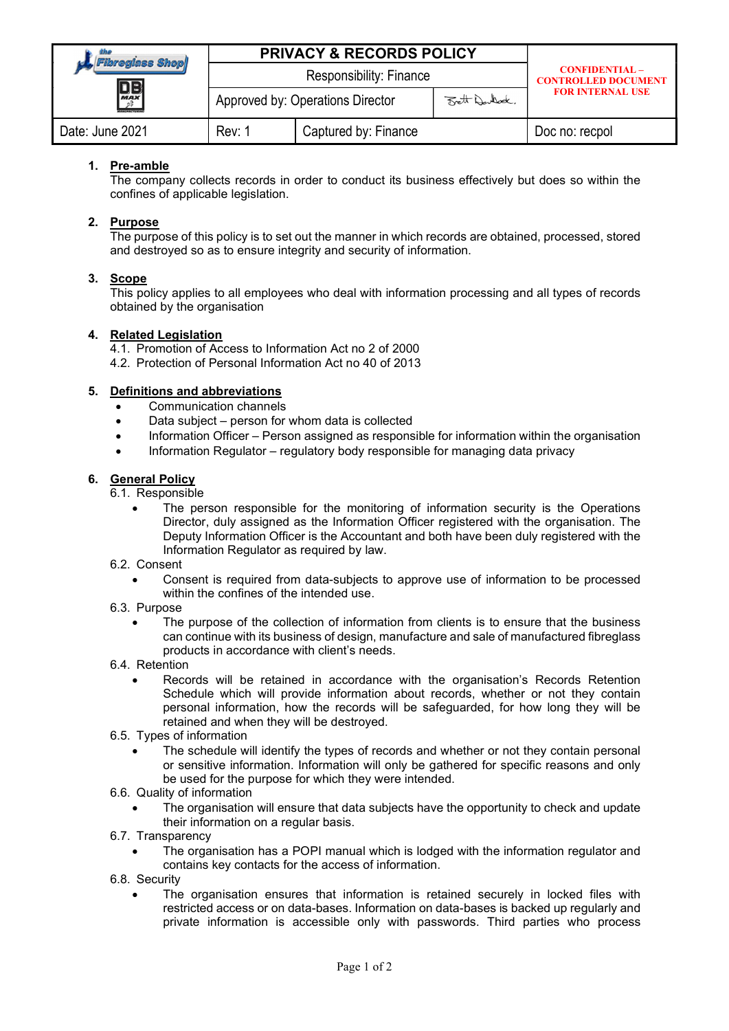| the Fibreglass Shop / DB MAX | PRIVACY & RECORDS POLICY | | | CONFIDENTIAL – CONTROLLED DOCUMENT FOR INTERNAL USE |
|---|---|---|---|---|
| | Responsibility: Finance | | | |
| | Approved by: Operations Director | | Brett Dunlock. | |
| Date: June 2021 | Rev: 1 | Captured by: Finance | | Doc no: recpol |

1. **Pre-amble**
   The company collects records in order to conduct its business effectively but does so within the confines of applicable legislation.

2. **Purpose**
   The purpose of this policy is to set out the manner in which records are obtained, processed, stored and destroyed so as to ensure integrity and security of information.

3. **Scope**
   This policy applies to all employees who deal with information processing and all types of records obtained by the organisation

4. **Related Legislation**
   4.1. Promotion of Access to Information Act no 2 of 2000
   4.2. Protection of Personal Information Act no 40 of 2013

5. **Definitions and abbreviations**
   - Communication channels
   - Data subject – person for whom data is collected
   - Information Officer – Person assigned as responsible for information within the organisation
   - Information Regulator – regulatory body responsible for managing data privacy

6. **General Policy**
   6.1. Responsible
   - The person responsible for the monitoring of information security is the Operations Director, duly assigned as the Information Officer registered with the organisation. The Deputy Information Officer is the Accountant and both have been duly registered with the Information Regulator as required by law.

   6.2. Consent
   - Consent is required from data-subjects to approve use of information to be processed within the confines of the intended use.

   6.3. Purpose
   - The purpose of the collection of information from clients is to ensure that the business can continue with its business of design, manufacture and sale of manufactured fibreglass products in accordance with client's needs.

   6.4. Retention
   - Records will be retained in accordance with the organisation's Records Retention Schedule which will provide information about records, whether or not they contain personal information, how the records will be safeguarded, for how long they will be retained and when they will be destroyed.

   6.5. Types of information
   - The schedule will identify the types of records and whether or not they contain personal or sensitive information. Information will only be gathered for specific reasons and only be used for the purpose for which they were intended.

   6.6. Quality of information
   - The organisation will ensure that data subjects have the opportunity to check and update their information on a regular basis.

   6.7. Transparency
   - The organisation has a POPI manual which is lodged with the information regulator and contains key contacts for the access of information.

   6.8. Security
   - The organisation ensures that information is retained securely in locked files with restricted access or on data-bases. Information on data-bases is backed up regularly and private information is accessible only with passwords. Third parties who process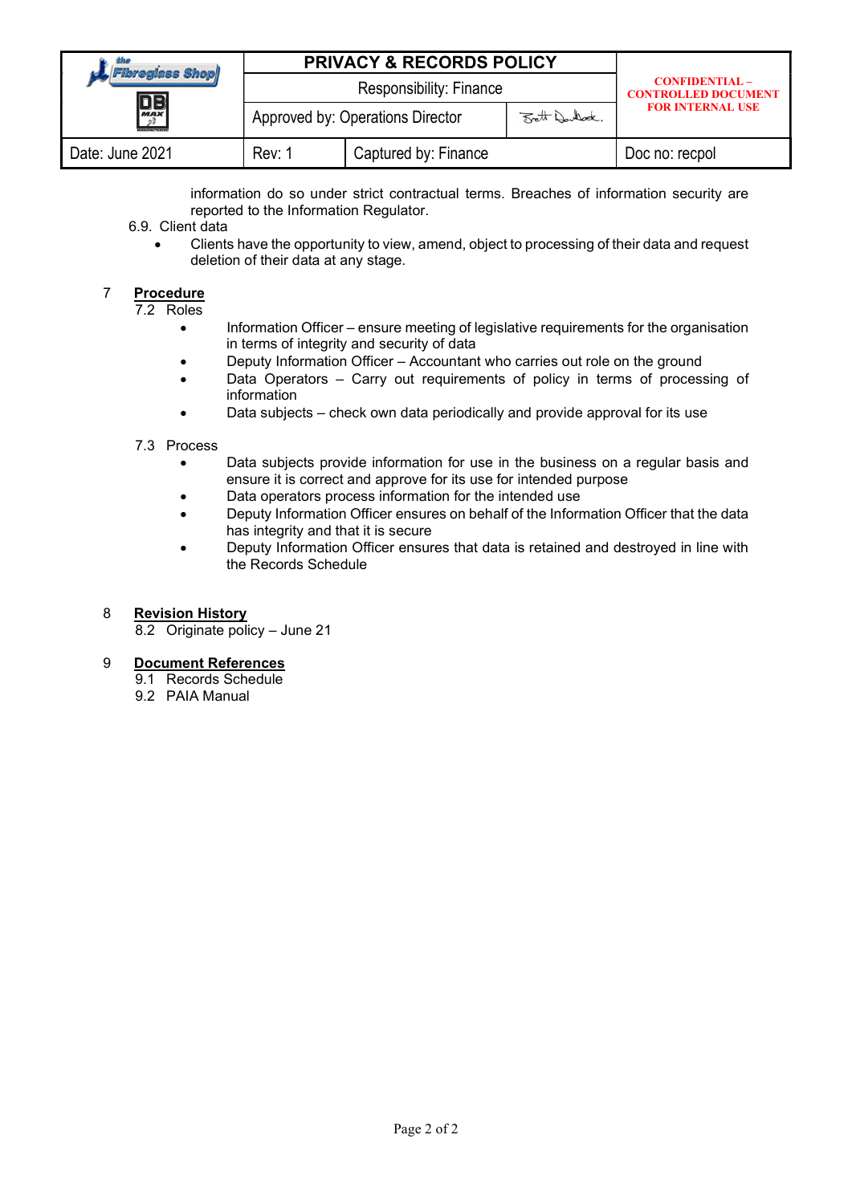information do so under strict contractual terms. Breaches of information security are reported to the Information Regulator.

6.9. Client data

- Clients have the opportunity to view, amend, object to processing of their data and request deletion of their data at any stage.

## 7 Procedure

7.2 Roles

- Information Officer – ensure meeting of legislative requirements for the organisation in terms of integrity and security of data
- Deputy Information Officer – Accountant who carries out role on the ground
- Data Operators – Carry out requirements of policy in terms of processing of information
- Data subjects – check own data periodically and provide approval for its use

7.3 Process

- Data subjects provide information for use in the business on a regular basis and ensure it is correct and approve for its use for intended purpose
- Data operators process information for the intended use
- Deputy Information Officer ensures on behalf of the Information Officer that the data has integrity and that it is secure
- Deputy Information Officer ensures that data is retained and destroyed in line with the Records Schedule

## 8 Revision History

8.2 Originate policy – June 21

## 9 Document References

9.1 Records Schedule

9.2 PAIA Manual